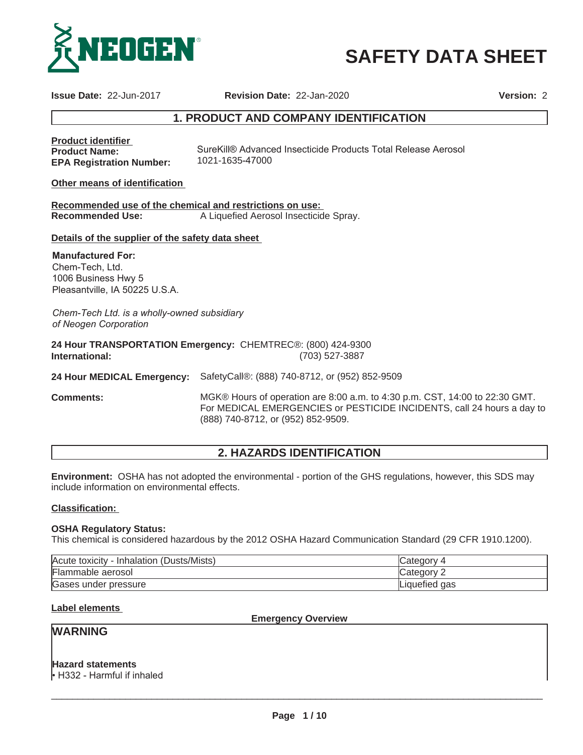# SAFETY DATA SHEET

**Issue Date:** 22-Jun-2017 **Revision Date:** 22-Jan-2020 **Version:** 2

## 1. PRODUCT AND COMPANY IDENTIFICATION

**Product identifier**

**Product Name:** SureKill® Advanced Insecticide Products Total Release Aerosol

**EPA Registration Number:** 1021-1635-47000

**Other means of identification**

**Recommended use of the chemical and restrictions on use:**

**Recommended Use:** A Liquefied Aerosol Insecticide Spray.

**Details of the supplier of the safety data sheet**

**Manufactured For:**
Chem-Tech, Ltd.
1006 Business Hwy 5
Pleasantville, IA 50225 U.S.A.

*Chem-Tech Ltd. is a wholly-owned subsidiary of Neogen Corporation*

**24 Hour TRANSPORTATION Emergency:** CHEMTREC®: (800) 424-9300
**International:** (703) 527-3887

**24 Hour MEDICAL Emergency:** SafetyCall®: (888) 740-8712, or (952) 852-9509

**Comments:** MGK® Hours of operation are 8:00 a.m. to 4:30 p.m. CST, 14:00 to 22:30 GMT. For MEDICAL EMERGENCIES or PESTICIDE INCIDENTS, call 24 hours a day to (888) 740-8712, or (952) 852-9509.

## 2. HAZARDS IDENTIFICATION

**Environment:** OSHA has not adopted the environmental - portion of the GHS regulations, however, this SDS may include information on environmental effects.

**Classification:**

**OSHA Regulatory Status:**
This chemical is considered hazardous by the 2012 OSHA Hazard Communication Standard (29 CFR 1910.1200).

| Hazard | Category |
|---|---|
| Acute toxicity - Inhalation (Dusts/Mists) | Category 4 |
| Flammable aerosol | Category 2 |
| Gases under pressure | Liquefied gas |

**Label elements**

**Emergency Overview**

**WARNING**

**Hazard statements**
- H332 - Harmful if inhaled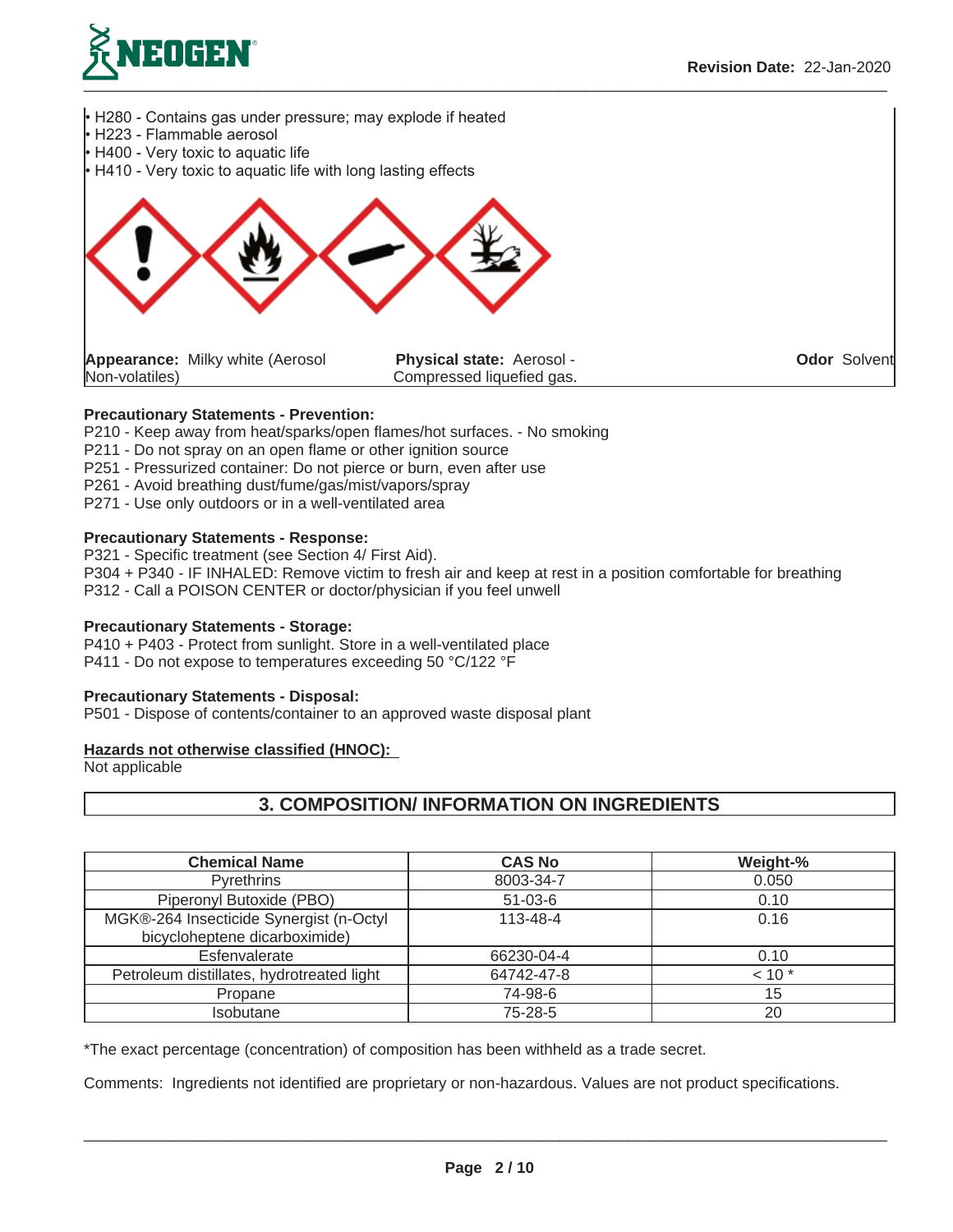- H280 - Contains gas under pressure; may explode if heated
- H223 - Flammable aerosol
- H400 - Very toxic to aquatic life
- H410 - Very toxic to aquatic life with long lasting effects

**Appearance:** Milky white (Aerosol Non-volatiles) | **Physical state:** Aerosol - Compressed liquefied gas. | **Odor** Solvent

**Precautionary Statements - Prevention:**
P210 - Keep away from heat/sparks/open flames/hot surfaces. - No smoking
P211 - Do not spray on an open flame or other ignition source
P251 - Pressurized container: Do not pierce or burn, even after use
P261 - Avoid breathing dust/fume/gas/mist/vapors/spray
P271 - Use only outdoors or in a well-ventilated area

**Precautionary Statements - Response:**
P321 - Specific treatment (see Section 4/ First Aid).
P304 + P340 - IF INHALED: Remove victim to fresh air and keep at rest in a position comfortable for breathing
P312 - Call a POISON CENTER or doctor/physician if you feel unwell

**Precautionary Statements - Storage:**
P410 + P403 - Protect from sunlight. Store in a well-ventilated place
P411 - Do not expose to temperatures exceeding 50 °C/122 °F

**Precautionary Statements - Disposal:**
P501 - Dispose of contents/container to an approved waste disposal plant

**Hazards not otherwise classified (HNOC):**
Not applicable

## 3. COMPOSITION/ INFORMATION ON INGREDIENTS

| Chemical Name | CAS No | Weight-% |
|---|---|---|
| Pyrethrins | 8003-34-7 | 0.050 |
| Piperonyl Butoxide (PBO) | 51-03-6 | 0.10 |
| MGK®-264 Insecticide Synergist (n-Octyl bicycloheptene dicarboximide) | 113-48-4 | 0.16 |
| Esfenvalerate | 66230-04-4 | 0.10 |
| Petroleum distillates, hydrotreated light | 64742-47-8 | < 10 * |
| Propane | 74-98-6 | 15 |
| Isobutane | 75-28-5 | 20 |

*The exact percentage (concentration) of composition has been withheld as a trade secret.

Comments: Ingredients not identified are proprietary or non-hazardous. Values are not product specifications.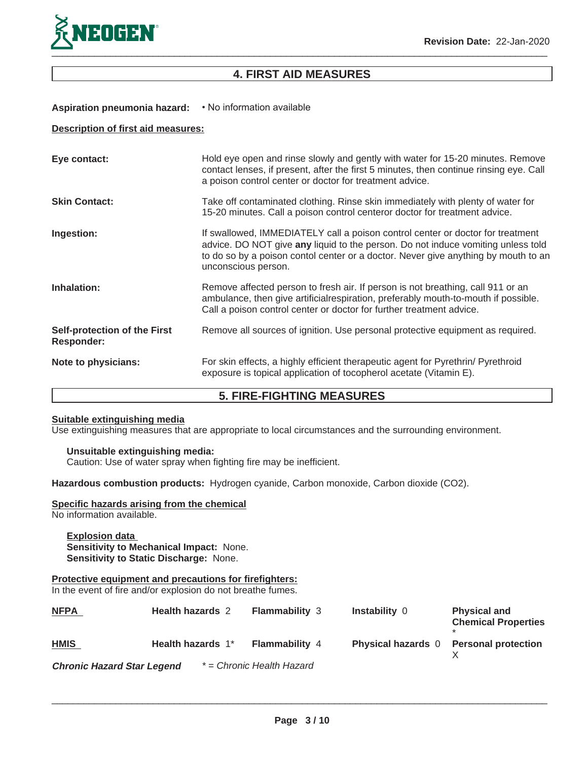## 4. FIRST AID MEASURES

**Aspiration pneumonia hazard:** • No information available

**Description of first aid measures:**

**Eye contact:** Hold eye open and rinse slowly and gently with water for 15-20 minutes. Remove contact lenses, if present, after the first 5 minutes, then continue rinsing eye. Call a poison control center or doctor for treatment advice.

**Skin Contact:** Take off contaminated clothing. Rinse skin immediately with plenty of water for 15-20 minutes. Call a poison control centeror doctor for treatment advice.

**Ingestion:** If swallowed, IMMEDIATELY call a poison control center or doctor for treatment advice. DO NOT give **any** liquid to the person. Do not induce vomiting unless told to do so by a poison contol center or a doctor. Never give anything by mouth to an unconscious person.

**Inhalation:** Remove affected person to fresh air. If person is not breathing, call 911 or an ambulance, then give artificialrespiration, preferably mouth-to-mouth if possible. Call a poison control center or doctor for further treatment advice.

**Self-protection of the First Responder:** Remove all sources of ignition. Use personal protective equipment as required.

**Note to physicians:** For skin effects, a highly efficient therapeutic agent for Pyrethrin/ Pyrethroid exposure is topical application of tocopherol acetate (Vitamin E).

## 5. FIRE-FIGHTING MEASURES

**Suitable extinguishing media**

Use extinguishing measures that are appropriate to local circumstances and the surrounding environment.

**Unsuitable extinguishing media:**

Caution: Use of water spray when fighting fire may be inefficient.

**Hazardous combustion products:** Hydrogen cyanide, Carbon monoxide, Carbon dioxide ($CO_2$).

**Specific hazards arising from the chemical**

No information available.

**Explosion data**

**Sensitivity to Mechanical Impact:** None.

**Sensitivity to Static Discharge:** None.

**Protective equipment and precautions for firefighters:**

In the event of fire and/or explosion do not breathe fumes.

| | | | | |
|---|---|---|---|---|
| **NFPA** | **Health hazards** 2 | **Flammability** 3 | **Instability** 0 | **Physical and Chemical Properties** * |
| **HMIS** | **Health hazards** 1* | **Flammability** 4 | **Physical hazards** 0 | **Personal protection** X |

***Chronic Hazard Star Legend*** *\* = Chronic Health Hazard*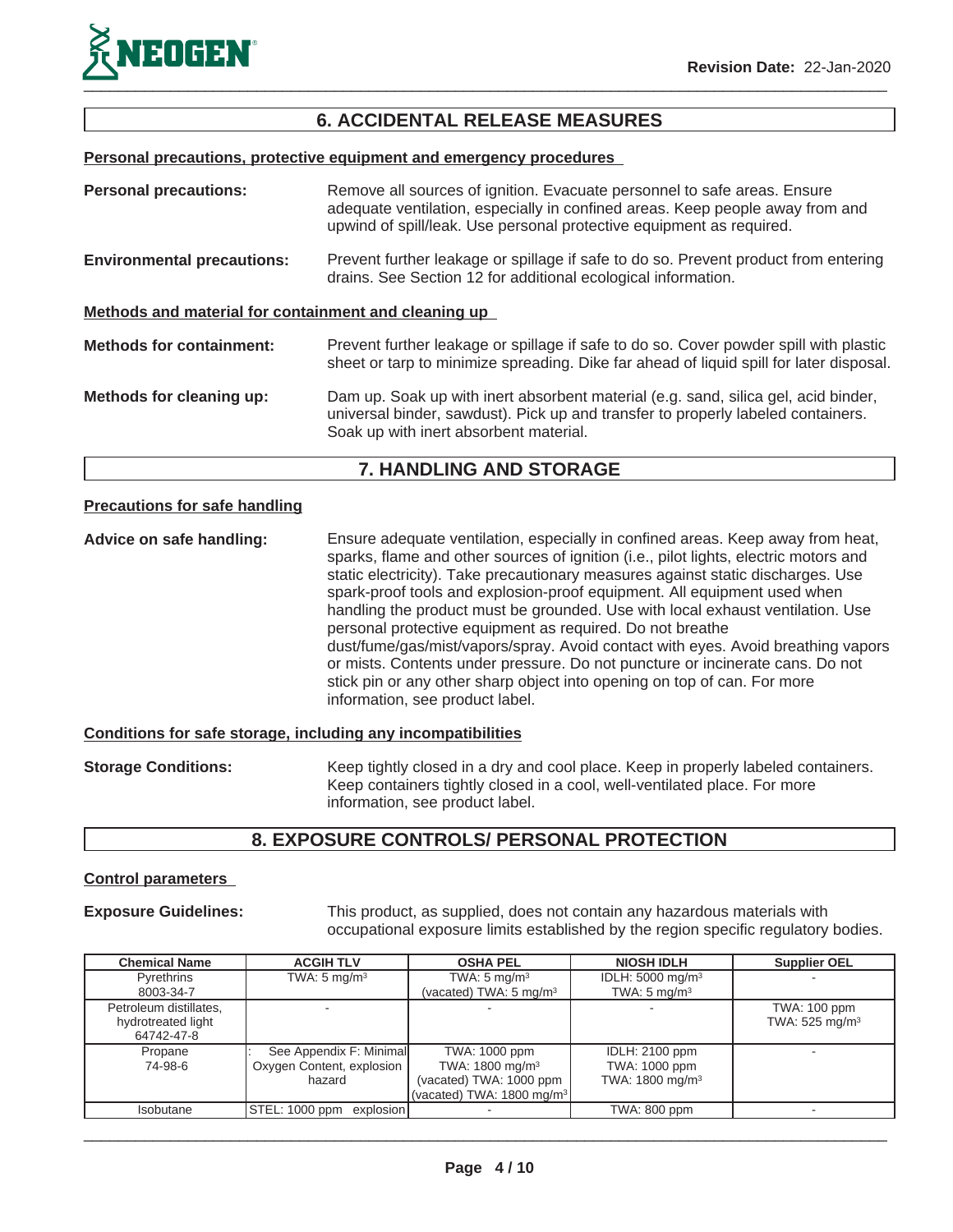## 6. ACCIDENTAL RELEASE MEASURES

**Personal precautions, protective equipment and emergency procedures**

**Personal precautions:** Remove all sources of ignition. Evacuate personnel to safe areas. Ensure adequate ventilation, especially in confined areas. Keep people away from and upwind of spill/leak. Use personal protective equipment as required.

**Environmental precautions:** Prevent further leakage or spillage if safe to do so. Prevent product from entering drains. See Section 12 for additional ecological information.

**Methods and material for containment and cleaning up**

**Methods for containment:** Prevent further leakage or spillage if safe to do so. Cover powder spill with plastic sheet or tarp to minimize spreading. Dike far ahead of liquid spill for later disposal.

**Methods for cleaning up:** Dam up. Soak up with inert absorbent material (e.g. sand, silica gel, acid binder, universal binder, sawdust). Pick up and transfer to properly labeled containers. Soak up with inert absorbent material.

## 7. HANDLING AND STORAGE

**Precautions for safe handling**

**Advice on safe handling:** Ensure adequate ventilation, especially in confined areas. Keep away from heat, sparks, flame and other sources of ignition (i.e., pilot lights, electric motors and static electricity). Take precautionary measures against static discharges. Use spark-proof tools and explosion-proof equipment. All equipment used when handling the product must be grounded. Use with local exhaust ventilation. Use personal protective equipment as required. Do not breathe dust/fume/gas/mist/vapors/spray. Avoid contact with eyes. Avoid breathing vapors or mists. Contents under pressure. Do not puncture or incinerate cans. Do not stick pin or any other sharp object into opening on top of can. For more information, see product label.

**Conditions for safe storage, including any incompatibilities**

**Storage Conditions:** Keep tightly closed in a dry and cool place. Keep in properly labeled containers. Keep containers tightly closed in a cool, well-ventilated place. For more information, see product label.

## 8. EXPOSURE CONTROLS/ PERSONAL PROTECTION

**Control parameters**

**Exposure Guidelines:** This product, as supplied, does not contain any hazardous materials with occupational exposure limits established by the region specific regulatory bodies.

| Chemical Name | ACGIH TLV | OSHA PEL | NIOSH IDLH | Supplier OEL |
|---|---|---|---|---|
| Pyrethrins 8003-34-7 | TWA: 5 mg/m³ | TWA: 5 mg/m³ (vacated) TWA: 5 mg/m³ | IDLH: 5000 mg/m³ TWA: 5 mg/m³ | - |
| Petroleum distillates, hydrotreated light 64742-47-8 | - | - | - | TWA: 100 ppm TWA: 525 mg/m³ |
| Propane 74-98-6 | : See Appendix F: Minimal Oxygen Content, explosion hazard | TWA: 1000 ppm TWA: 1800 mg/m³ (vacated) TWA: 1000 ppm (vacated) TWA: 1800 mg/m³ | IDLH: 2100 ppm TWA: 1000 ppm TWA: 1800 mg/m³ | - |
| Isobutane | STEL: 1000 ppm explosion | - | TWA: 800 ppm | - |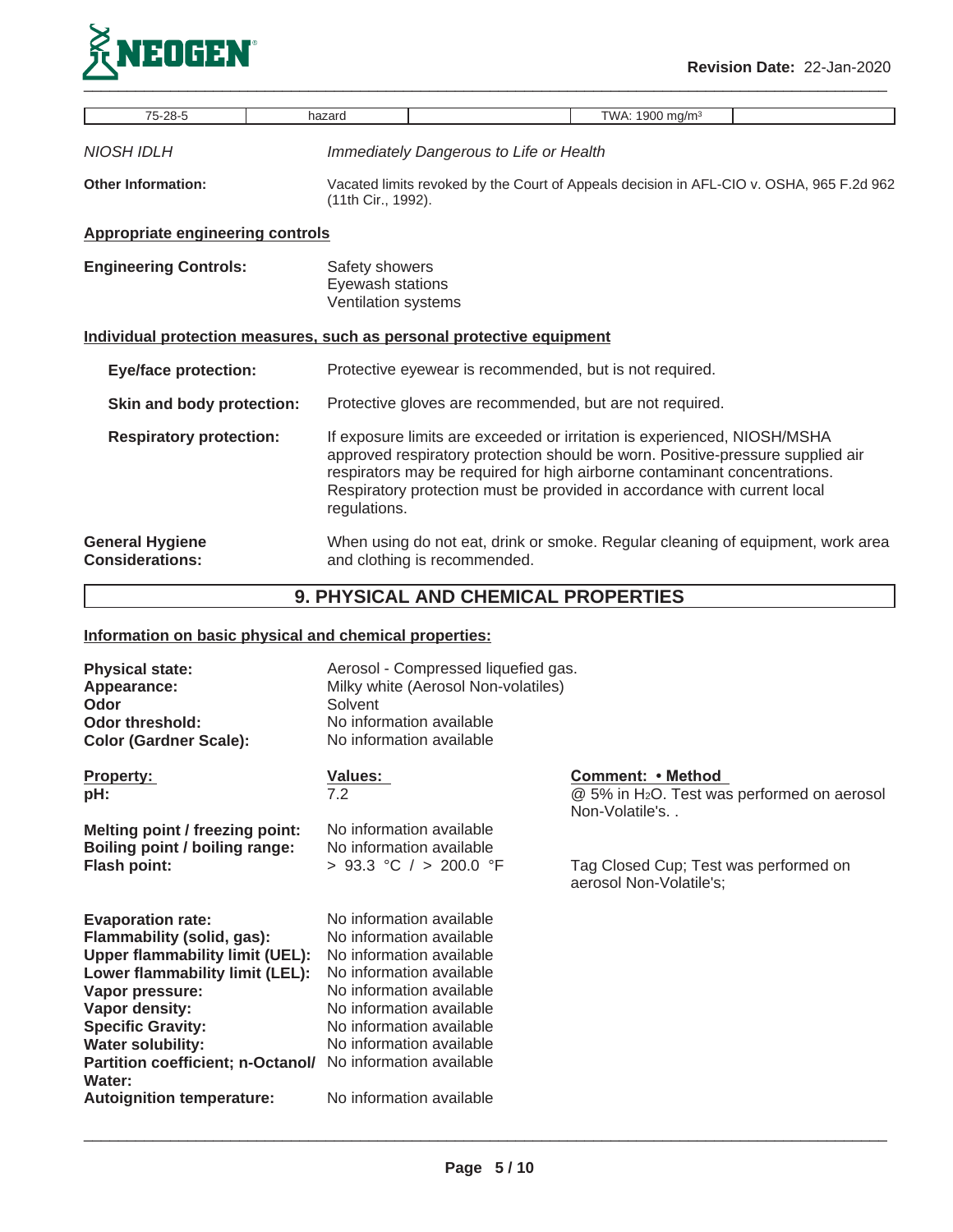| 75-28-5 | hazard | | TWA: 1900 mg/m³ | |
|---|---|---|---|---|

*NIOSH IDLH* *Immediately Dangerous to Life or Health*

**Other Information:** Vacated limits revoked by the Court of Appeals decision in AFL-CIO v. OSHA, 965 F.2d 962 (11th Cir., 1992).

**Appropriate engineering controls**

**Engineering Controls:** Safety showers
Eyewash stations
Ventilation systems

**Individual protection measures, such as personal protective equipment**

**Eye/face protection:** Protective eyewear is recommended, but is not required.

**Skin and body protection:** Protective gloves are recommended, but are not required.

**Respiratory protection:** If exposure limits are exceeded or irritation is experienced, NIOSH/MSHA approved respiratory protection should be worn. Positive-pressure supplied air respirators may be required for high airborne contaminant concentrations. Respiratory protection must be provided in accordance with current local regulations.

**General Hygiene Considerations:** When using do not eat, drink or smoke. Regular cleaning of equipment, work area and clothing is recommended.

## 9. PHYSICAL AND CHEMICAL PROPERTIES

**Information on basic physical and chemical properties:**

**Physical state:** Aerosol - Compressed liquefied gas.
**Appearance:** Milky white (Aerosol Non-volatiles)
**Odor** Solvent
**Odor threshold:** No information available
**Color (Gardner Scale):** No information available

| Property: | Values: | Comment: • Method |
|---|---|---|
| **pH:** | 7.2 | @ 5% in $H_2O$. Test was performed on aerosol Non-Volatile's. . |
| **Melting point / freezing point:** | No information available | |
| **Boiling point / boiling range:** | No information available | |
| **Flash point:** | > 93.3 °C / > 200.0 °F | Tag Closed Cup; Test was performed on aerosol Non-Volatile's; |
| **Evaporation rate:** | No information available | |
| **Flammability (solid, gas):** | No information available | |
| **Upper flammability limit (UEL):** | No information available | |
| **Lower flammability limit (LEL):** | No information available | |
| **Vapor pressure:** | No information available | |
| **Vapor density:** | No information available | |
| **Specific Gravity:** | No information available | |
| **Water solubility:** | No information available | |
| **Partition coefficient; n-Octanol/ Water:** | No information available | |
| **Autoignition temperature:** | No information available | |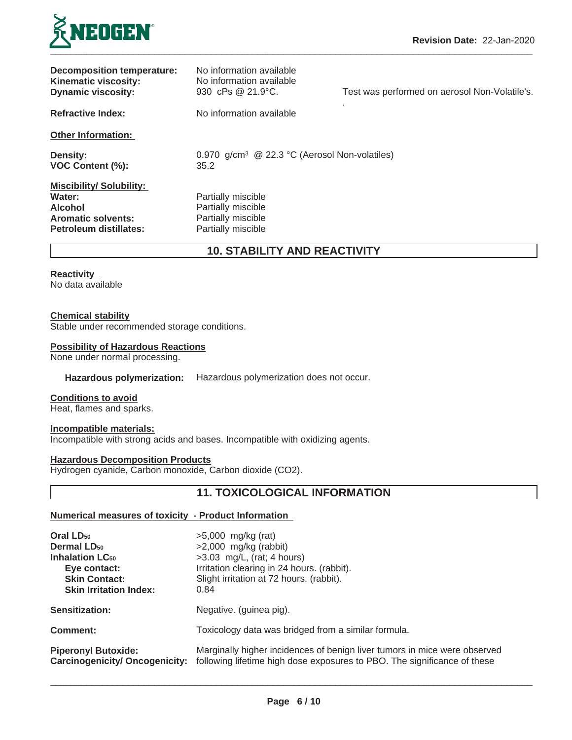**Decomposition temperature:** No information available
**Kinematic viscosity:** No information available
**Dynamic viscosity:** 930 cPs @ 21.9°C. Test was performed on aerosol Non-Volatile's.

**Refractive Index:** No information available

**Other Information:**

**Density:** 0.970 g/cm³ @ 22.3 °C (Aerosol Non-volatiles)
**VOC Content (%):** 35.2

**Miscibility/ Solubility:**
**Water:** Partially miscible
**Alcohol** Partially miscible
**Aromatic solvents:** Partially miscible
**Petroleum distillates:** Partially miscible

## 10. STABILITY AND REACTIVITY

**Reactivity**
No data available

**Chemical stability**
Stable under recommended storage conditions.

**Possibility of Hazardous Reactions**
None under normal processing.

**Hazardous polymerization:** Hazardous polymerization does not occur.

**Conditions to avoid**
Heat, flames and sparks.

**Incompatible materials:**
Incompatible with strong acids and bases. Incompatible with oxidizing agents.

**Hazardous Decomposition Products**
Hydrogen cyanide, Carbon monoxide, Carbon dioxide ($CO_2$).

## 11. TOXICOLOGICAL INFORMATION

**Numerical measures of toxicity - Product Information**

| | |
|---|---|
| **Oral $LD_{50}$** | >5,000 mg/kg (rat) |
| **Dermal $LD_{50}$** | >2,000 mg/kg (rabbit) |
| **Inhalation $LC_{50}$** | >3.03 mg/L, (rat; 4 hours) |
| **Eye contact:** | Irritation clearing in 24 hours. (rabbit). |
| **Skin Contact:** | Slight irritation at 72 hours. (rabbit). |
| **Skin Irritation Index:** | 0.84 |
| **Sensitization:** | Negative. (guinea pig). |
| **Comment:** | Toxicology data was bridged from a similar formula. |
| **Piperonyl Butoxide: Carcinogenicity/ Oncogenicity:** | Marginally higher incidences of benign liver tumors in mice were observed following lifetime high dose exposures to PBO. The significance of these |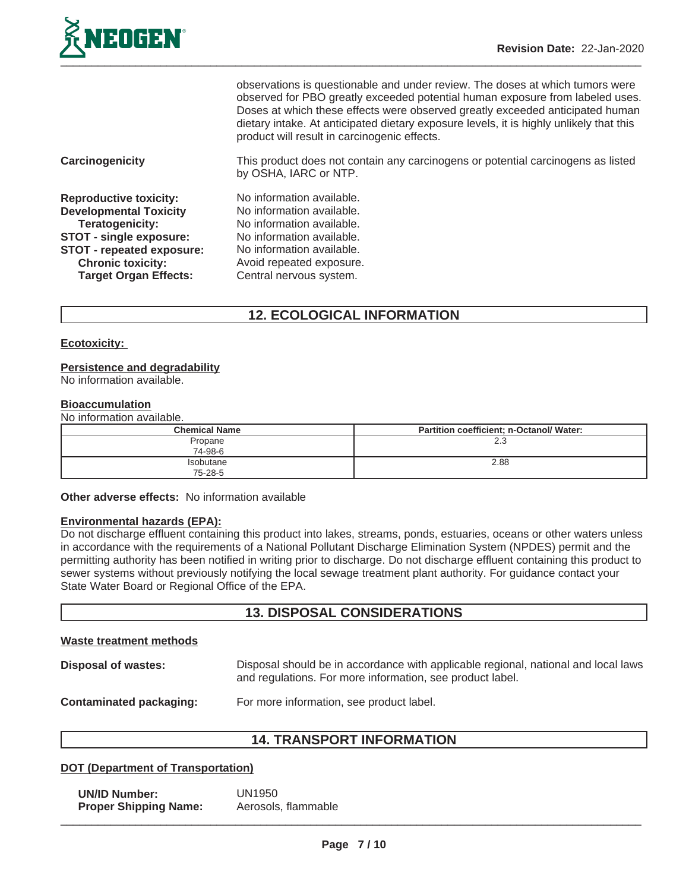observations is questionable and under review. The doses at which tumors were observed for PBO greatly exceeded potential human exposure from labeled uses. Doses at which these effects were observed greatly exceeded anticipated human dietary intake. At anticipated dietary exposure levels, it is highly unlikely that this product will result in carcinogenic effects.

**Carcinogenicity** This product does not contain any carcinogens or potential carcinogens as listed by OSHA, IARC or NTP.

**Reproductive toxicity:** No information available.
**Developmental Toxicity** No information available.
**Teratogenicity:** No information available.
**STOT - single exposure:** No information available.
**STOT - repeated exposure:** No information available.
**Chronic toxicity:** Avoid repeated exposure.
**Target Organ Effects:** Central nervous system.

## 12. ECOLOGICAL INFORMATION

**Ecotoxicity:**

**Persistence and degradability**
No information available.

**Bioaccumulation**
No information available.

| Chemical Name | Partition coefficient; n-Octanol/ Water: |
|---|---|
| Propane 74-98-6 | 2.3 |
| Isobutane 75-28-5 | 2.88 |

**Other adverse effects:** No information available

**Environmental hazards (EPA):**
Do not discharge effluent containing this product into lakes, streams, ponds, estuaries, oceans or other waters unless in accordance with the requirements of a National Pollutant Discharge Elimination System (NPDES) permit and the permitting authority has been notified in writing prior to discharge. Do not discharge effluent containing this product to sewer systems without previously notifying the local sewage treatment plant authority. For guidance contact your State Water Board or Regional Office of the EPA.

## 13. DISPOSAL CONSIDERATIONS

**Waste treatment methods**

**Disposal of wastes:** Disposal should be in accordance with applicable regional, national and local laws and regulations. For more information, see product label.

**Contaminated packaging:** For more information, see product label.

## 14. TRANSPORT INFORMATION

**DOT (Department of Transportation)**

**UN/ID Number:** UN1950
**Proper Shipping Name:** Aerosols, flammable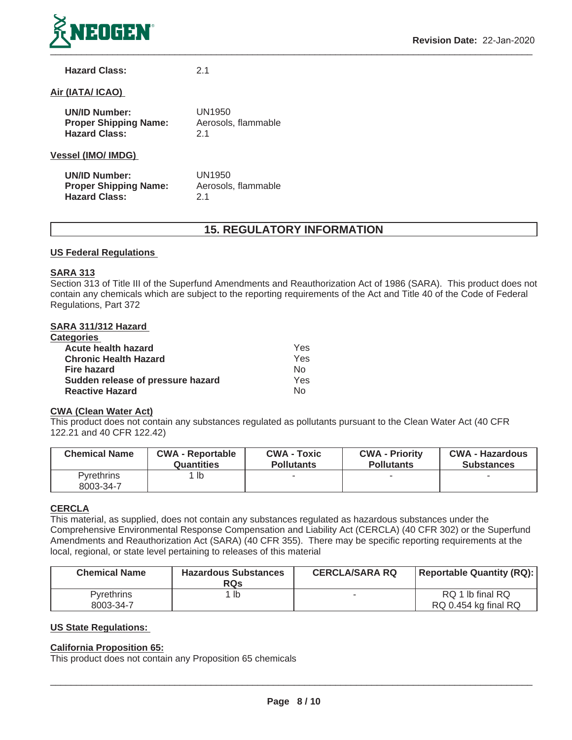**Hazard Class:** 2.1

**Air (IATA/ ICAO)**

**UN/ID Number:** UN1950
**Proper Shipping Name:** Aerosols, flammable
**Hazard Class:** 2.1

**Vessel (IMO/ IMDG)**

**UN/ID Number:** UN1950
**Proper Shipping Name:** Aerosols, flammable
**Hazard Class:** 2.1

## 15. REGULATORY INFORMATION

**US Federal Regulations**

**SARA 313**
Section 313 of Title III of the Superfund Amendments and Reauthorization Act of 1986 (SARA). This product does not contain any chemicals which are subject to the reporting requirements of the Act and Title 40 of the Code of Federal Regulations, Part 372

**SARA 311/312 Hazard Categories**

| | |
|---|---|
| **Acute health hazard** | Yes |
| **Chronic Health Hazard** | Yes |
| **Fire hazard** | No |
| **Sudden release of pressure hazard** | Yes |
| **Reactive Hazard** | No |

**CWA (Clean Water Act)**
This product does not contain any substances regulated as pollutants pursuant to the Clean Water Act (40 CFR 122.21 and 40 CFR 122.42)

| Chemical Name | CWA - Reportable Quantities | CWA - Toxic Pollutants | CWA - Priority Pollutants | CWA - Hazardous Substances |
|---|---|---|---|---|
| Pyrethrins 8003-34-7 | 1 lb | - | - | - |

**CERCLA**
This material, as supplied, does not contain any substances regulated as hazardous substances under the Comprehensive Environmental Response Compensation and Liability Act (CERCLA) (40 CFR 302) or the Superfund Amendments and Reauthorization Act (SARA) (40 CFR 355). There may be specific reporting requirements at the local, regional, or state level pertaining to releases of this material

| Chemical Name | Hazardous Substances RQs | CERCLA/SARA RQ | Reportable Quantity (RQ): |
|---|---|---|---|
| Pyrethrins 8003-34-7 | 1 lb | - | RQ 1 lb final RQ<br>RQ 0.454 kg final RQ |

**US State Regulations:**

**California Proposition 65:**
This product does not contain any Proposition 65 chemicals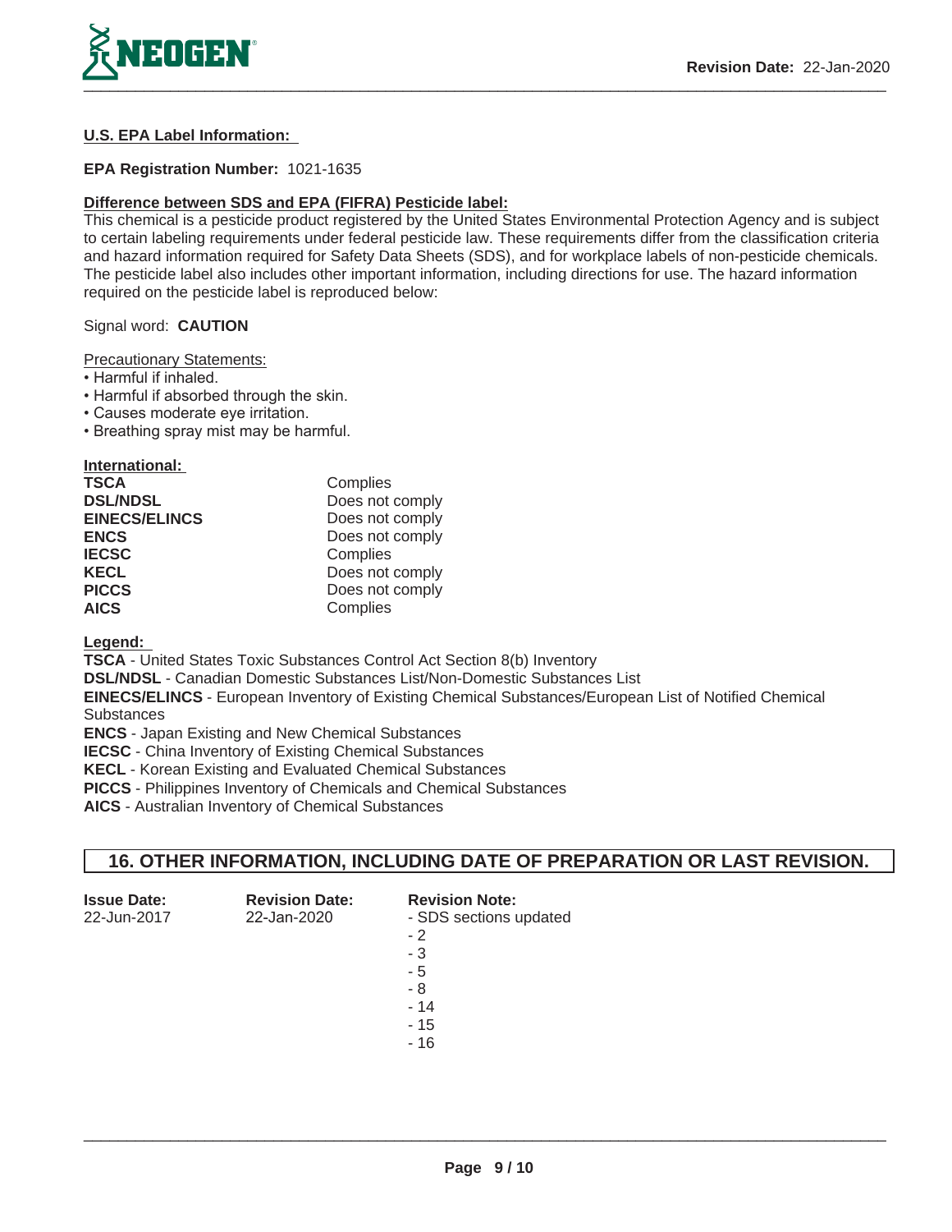**U.S. EPA Label Information:**

**EPA Registration Number:** 1021-1635

**Difference between SDS and EPA (FIFRA) Pesticide label:**

This chemical is a pesticide product registered by the United States Environmental Protection Agency and is subject to certain labeling requirements under federal pesticide law. These requirements differ from the classification criteria and hazard information required for Safety Data Sheets (SDS), and for workplace labels of non-pesticide chemicals. The pesticide label also includes other important information, including directions for use. The hazard information required on the pesticide label is reproduced below:

Signal word: **CAUTION**

Precautionary Statements:

- Harmful if inhaled.
- Harmful if absorbed through the skin.
- Causes moderate eye irritation.
- Breathing spray mist may be harmful.

**International:**

| | |
|---|---|
| **TSCA** | Complies |
| **DSL/NDSL** | Does not comply |
| **EINECS/ELINCS** | Does not comply |
| **ENCS** | Does not comply |
| **IECSC** | Complies |
| **KECL** | Does not comply |
| **PICCS** | Does not comply |
| **AICS** | Complies |

**Legend:**

**TSCA** - United States Toxic Substances Control Act Section 8(b) Inventory
**DSL/NDSL** - Canadian Domestic Substances List/Non-Domestic Substances List
**EINECS/ELINCS** - European Inventory of Existing Chemical Substances/European List of Notified Chemical Substances
**ENCS** - Japan Existing and New Chemical Substances
**IECSC** - China Inventory of Existing Chemical Substances
**KECL** - Korean Existing and Evaluated Chemical Substances
**PICCS** - Philippines Inventory of Chemicals and Chemical Substances
**AICS** - Australian Inventory of Chemical Substances

## 16. OTHER INFORMATION, INCLUDING DATE OF PREPARATION OR LAST REVISION.

| Issue Date: | Revision Date: | Revision Note: |
|---|---|---|
| 22-Jun-2017 | 22-Jan-2020 | - SDS sections updated<br>- 2<br>- 3<br>- 5<br>- 8<br>- 14<br>- 15<br>- 16 |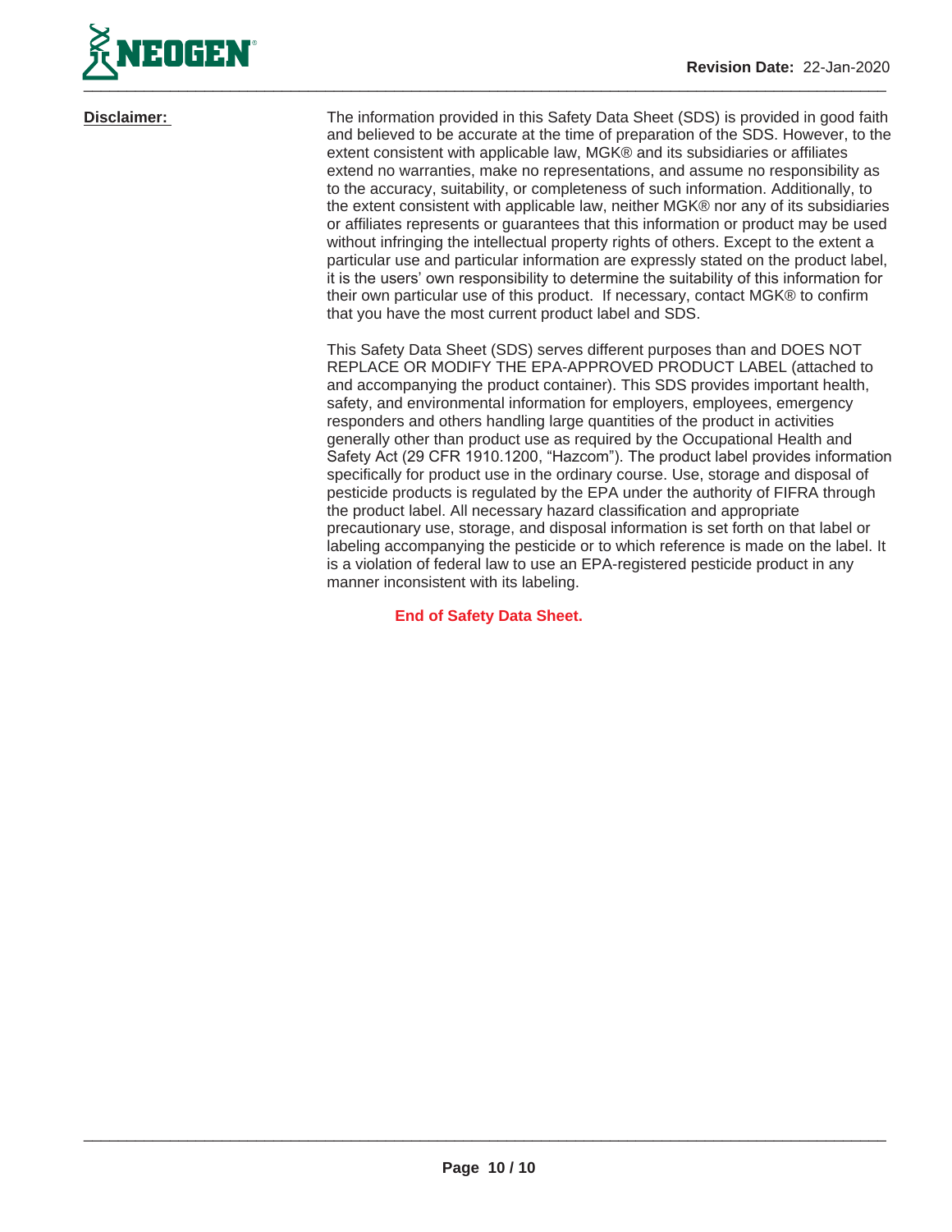**Disclaimer:**

The information provided in this Safety Data Sheet (SDS) is provided in good faith and believed to be accurate at the time of preparation of the SDS. However, to the extent consistent with applicable law, MGK® and its subsidiaries or affiliates extend no warranties, make no representations, and assume no responsibility as to the accuracy, suitability, or completeness of such information. Additionally, to the extent consistent with applicable law, neither MGK® nor any of its subsidiaries or affiliates represents or guarantees that this information or product may be used without infringing the intellectual property rights of others. Except to the extent a particular use and particular information are expressly stated on the product label, it is the users' own responsibility to determine the suitability of this information for their own particular use of this product. If necessary, contact MGK® to confirm that you have the most current product label and SDS.

This Safety Data Sheet (SDS) serves different purposes than and DOES NOT REPLACE OR MODIFY THE EPA-APPROVED PRODUCT LABEL (attached to and accompanying the product container). This SDS provides important health, safety, and environmental information for employers, employees, emergency responders and others handling large quantities of the product in activities generally other than product use as required by the Occupational Health and Safety Act (29 CFR 1910.1200, "Hazcom"). The product label provides information specifically for product use in the ordinary course. Use, storage and disposal of pesticide products is regulated by the EPA under the authority of FIFRA through the product label. All necessary hazard classification and appropriate precautionary use, storage, and disposal information is set forth on that label or labeling accompanying the pesticide or to which reference is made on the label. It is a violation of federal law to use an EPA-registered pesticide product in any manner inconsistent with its labeling.

**End of Safety Data Sheet.**